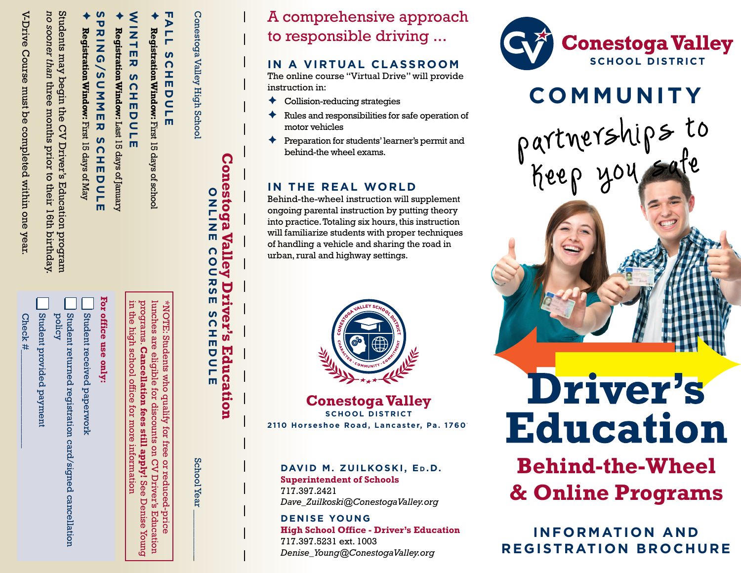# Conestoga Valley Driver's Education

## ONLINE COURSE SCHEDULE

Conestoga Valley High School

School Year ________

### FALL SCHEDULE

- **Registration Window:** First 15 days of school

### WINTER SCHEDULE

- **Registration Window:** Last 15 days of January

### SPRING/SUMMER SCHEDULE

- **Registration Window:** First 15 days of May

Students may begin the CV Driver's Education program *no sooner than* three months prior to their 16th birthday.

V-Drive Course must be completed within one year.

*NOTE: Students who qualify for free or reduced-price lunches are eligible for discounts on CV Driver's Education programs. **Cancellation fees still apply!** See Denise Young in the high school office for more information.

**For office use only:**

- ☐ Student received paperwork
- ☐ Student returned registration card/signed cancellation policy
- ☐ Student provided payment

Check # ________

---

## A comprehensive approach to responsible driving ...

### IN A VIRTUAL CLASSROOM

The online course "Virtual Drive" will provide instruction in:

- Collision-reducing strategies
- Rules and responsibilities for safe operation of motor vehicles
- Preparation for students' learner's permit and behind-the wheel exams.

### IN THE REAL WORLD

Behind-the-wheel instruction will supplement ongoing parental instruction by putting theory into practice. Totaling six hours, this instruction will familiarize students with proper techniques of handling a vehicle and sharing the road in urban, rural and highway settings.

**Conestoga Valley**
SCHOOL DISTRICT
2110 Horseshoe Road, Lancaster, Pa. 1760

**DAVID M. ZUILKOSKI, Ed.D.**
**Superintendent of Schools**
717.397.2421
*Dave_Zuilkoski@ConestogaValley.org*

**DENISE YOUNG**
**High School Office - Driver's Education**
717.397.5231 ext. 1003
*Denise_Young@ConestogaValley.org*

---

**Conestoga Valley** SCHOOL DISTRICT

# COMMUNITY

partnerships to keep you safe

# Driver's Education

## Behind-the-Wheel & Online Programs

INFORMATION AND REGISTRATION BROCHURE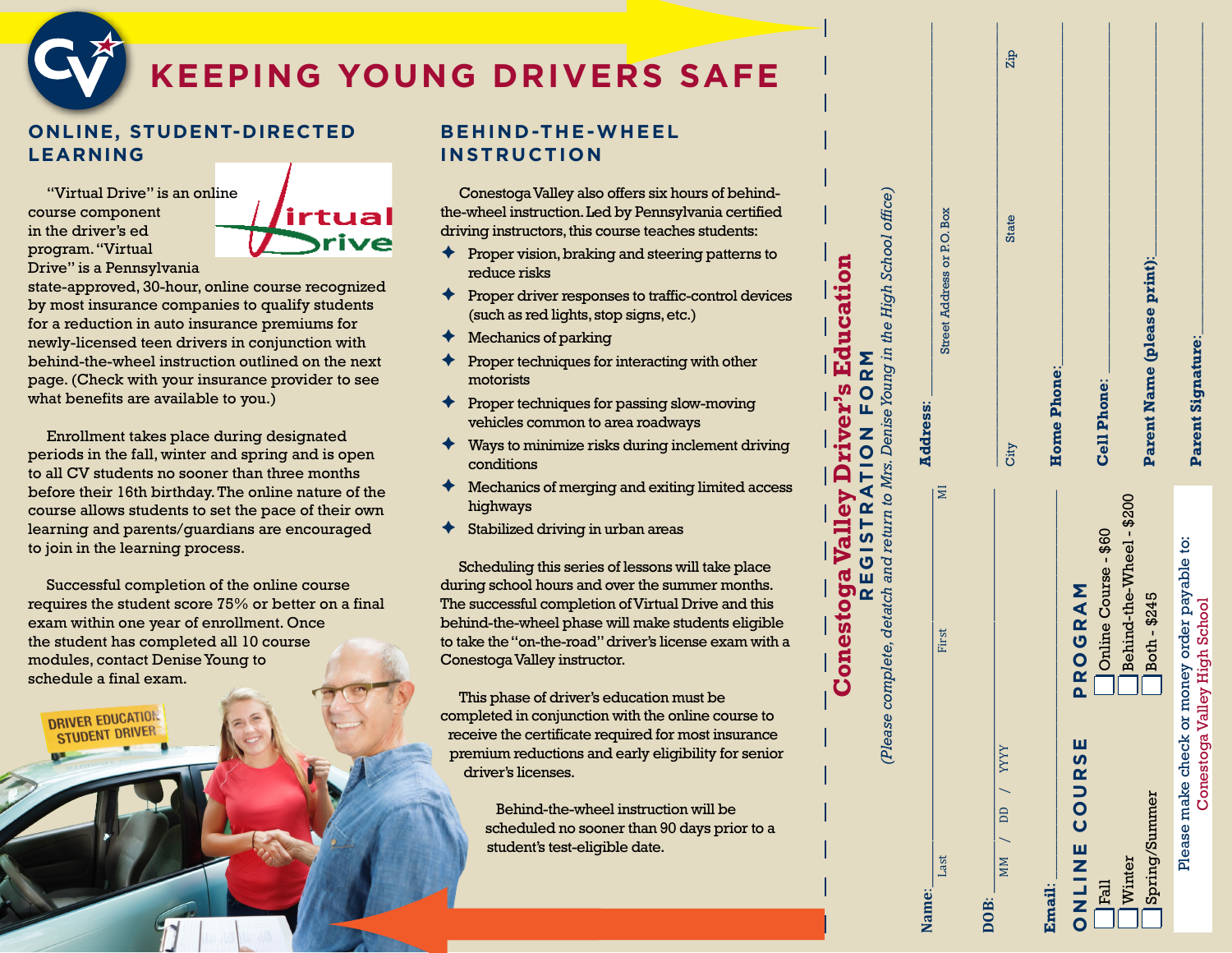# KEEPING YOUNG DRIVERS SAFE

## ONLINE, STUDENT-DIRECTED LEARNING

"Virtual Drive" is an online course component in the driver's ed program. "Virtual Drive" is a Pennsylvania state-approved, 30-hour, online course recognized by most insurance companies to qualify students for a reduction in auto insurance premiums for newly-licensed teen drivers in conjunction with behind-the-wheel instruction outlined on the next page. (Check with your insurance provider to see what benefits are available to you.)

Enrollment takes place during designated periods in the fall, winter and spring and is open to all CV students no sooner than three months before their 16th birthday. The online nature of the course allows students to set the pace of their own learning and parents/guardians are encouraged to join in the learning process.

Successful completion of the online course requires the student score 75% or better on a final exam within one year of enrollment. Once the student has completed all 10 course modules, contact Denise Young to schedule a final exam.

## BEHIND-THE-WHEEL INSTRUCTION

Conestoga Valley also offers six hours of behind-the-wheel instruction. Led by Pennsylvania certified driving instructors, this course teaches students:

- Proper vision, braking and steering patterns to reduce risks
- Proper driver responses to traffic-control devices (such as red lights, stop signs, etc.)
- Mechanics of parking
- Proper techniques for interacting with other motorists
- Proper techniques for passing slow-moving vehicles common to area roadways
- Ways to minimize risks during inclement driving conditions
- Mechanics of merging and exiting limited access highways
- Stabilized driving in urban areas

Scheduling this series of lessons will take place during school hours and over the summer months. The successful completion of Virtual Drive and this behind-the-wheel phase will make students eligible to take the "on-the-road" driver's license exam with a Conestoga Valley instructor.

This phase of driver's education must be completed in conjunction with the online course to receive the certificate required for most insurance premium reductions and early eligibility for senior driver's licenses.

Behind-the-wheel instruction will be scheduled no sooner than 90 days prior to a student's test-eligible date.

## Conestoga Valley Driver's Education
### REGISTRATION FORM

*(Please complete, detatch and return to Mrs. Denise Young in the High School office)*

**Name:** ______________________ Last ______________________ First ____ MI

**DOB:** ____ MM / ____ DD / ____ YYYY

**Email:** ______________________

**Address:** ______________________ Street Address or P.O. Box

______________________ City ______ State ______ Zip

**Home Phone:** ______________________

**Cell Phone:** ______________________

**Parent Name (please print):** ______________________

**Parent Signature:** ______________________

### ONLINE COURSE

- ☐ Fall
- ☐ Winter
- ☐ Spring/Summer

### PROGRAM

- ☐ Online Course - $60
- ☐ Behind-the-Wheel - $200
- ☐ Both - $245

Please make check or money order payable to:
Conestoga Valley High School